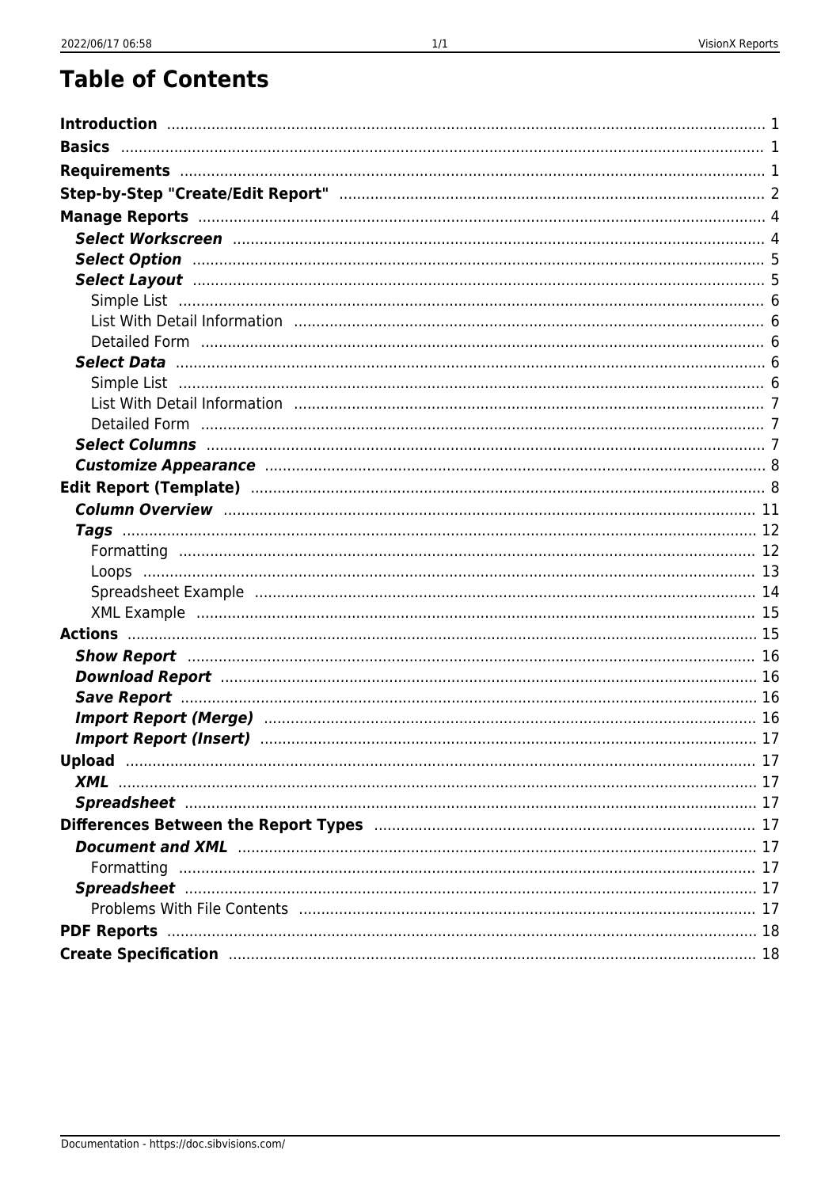# Table of Contents

- **Introduction** ... 1
- **Basics** ... 1
- **Requirements** ... 1
- **Step-by-Step "Create/Edit Report"** ... 2
- **Manage Reports** ... 4
  - ***Select Workscreen*** ... 4
  - ***Select Option*** ... 5
  - ***Select Layout*** ... 5
    - Simple List ... 6
    - List With Detail Information ... 6
    - Detailed Form ... 6
  - ***Select Data*** ... 6
    - Simple List ... 6
    - List With Detail Information ... 7
    - Detailed Form ... 7
  - ***Select Columns*** ... 7
  - ***Customize Appearance*** ... 8
- **Edit Report (Template)** ... 8
  - ***Column Overview*** ... 11
  - ***Tags*** ... 12
    - Formatting ... 12
    - Loops ... 13
    - Spreadsheet Example ... 14
    - XML Example ... 15
- **Actions** ... 15
  - ***Show Report*** ... 16
  - ***Download Report*** ... 16
  - ***Save Report*** ... 16
  - ***Import Report (Merge)*** ... 16
  - ***Import Report (Insert)*** ... 17
- **Upload** ... 17
  - ***XML*** ... 17
  - ***Spreadsheet*** ... 17
- **Differences Between the Report Types** ... 17
  - ***Document and XML*** ... 17
    - Formatting ... 17
  - ***Spreadsheet*** ... 17
    - Problems With File Contents ... 17
- **PDF Reports** ... 18
- **Create Specification** ... 18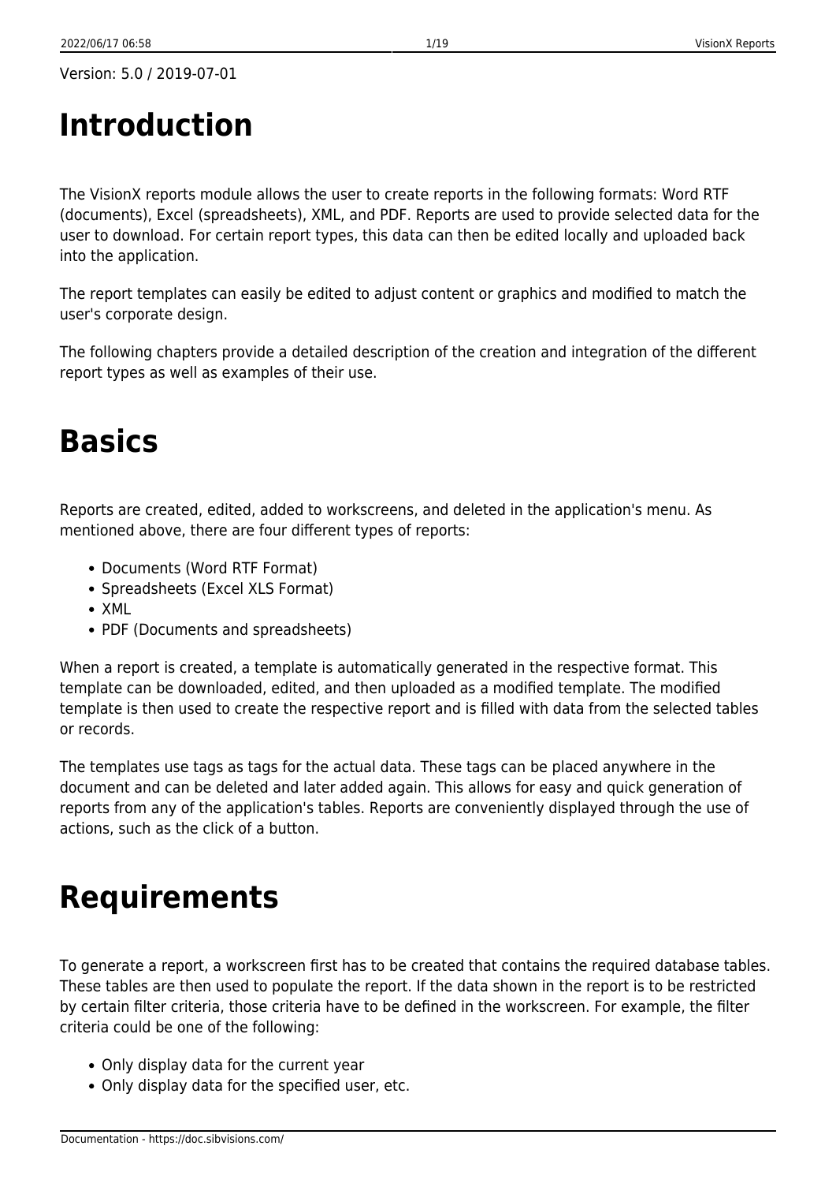Version: 5.0 / 2019-07-01

# Introduction

The VisionX reports module allows the user to create reports in the following formats: Word RTF (documents), Excel (spreadsheets), XML, and PDF. Reports are used to provide selected data for the user to download. For certain report types, this data can then be edited locally and uploaded back into the application.

The report templates can easily be edited to adjust content or graphics and modified to match the user's corporate design.

The following chapters provide a detailed description of the creation and integration of the different report types as well as examples of their use.

# Basics

Reports are created, edited, added to workscreens, and deleted in the application's menu. As mentioned above, there are four different types of reports:

- Documents (Word RTF Format)
- Spreadsheets (Excel XLS Format)
- XML
- PDF (Documents and spreadsheets)

When a report is created, a template is automatically generated in the respective format. This template can be downloaded, edited, and then uploaded as a modified template. The modified template is then used to create the respective report and is filled with data from the selected tables or records.

The templates use tags as tags for the actual data. These tags can be placed anywhere in the document and can be deleted and later added again. This allows for easy and quick generation of reports from any of the application's tables. Reports are conveniently displayed through the use of actions, such as the click of a button.

# Requirements

To generate a report, a workscreen first has to be created that contains the required database tables. These tables are then used to populate the report. If the data shown in the report is to be restricted by certain filter criteria, those criteria have to be defined in the workscreen. For example, the filter criteria could be one of the following:

- Only display data for the current year
- Only display data for the specified user, etc.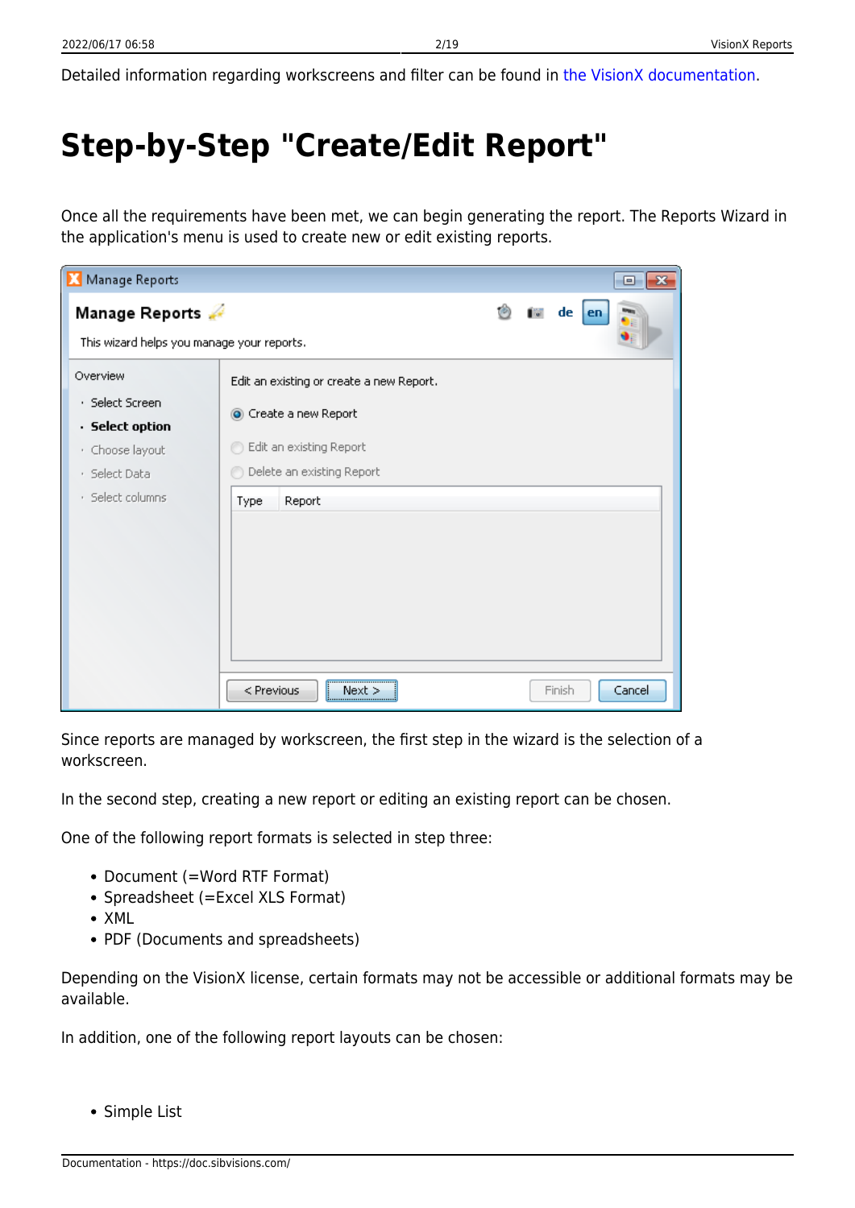Detailed information regarding workscreens and filter can be found in the VisionX documentation.

# Step-by-Step "Create/Edit Report"

Once all the requirements have been met, we can begin generating the report. The Reports Wizard in the application's menu is used to create new or edit existing reports.

Since reports are managed by workscreen, the first step in the wizard is the selection of a workscreen.

In the second step, creating a new report or editing an existing report can be chosen.

One of the following report formats is selected in step three:

- Document (=Word RTF Format)
- Spreadsheet (=Excel XLS Format)
- XML
- PDF (Documents and spreadsheets)

Depending on the VisionX license, certain formats may not be accessible or additional formats may be available.

In addition, one of the following report layouts can be chosen:

- Simple List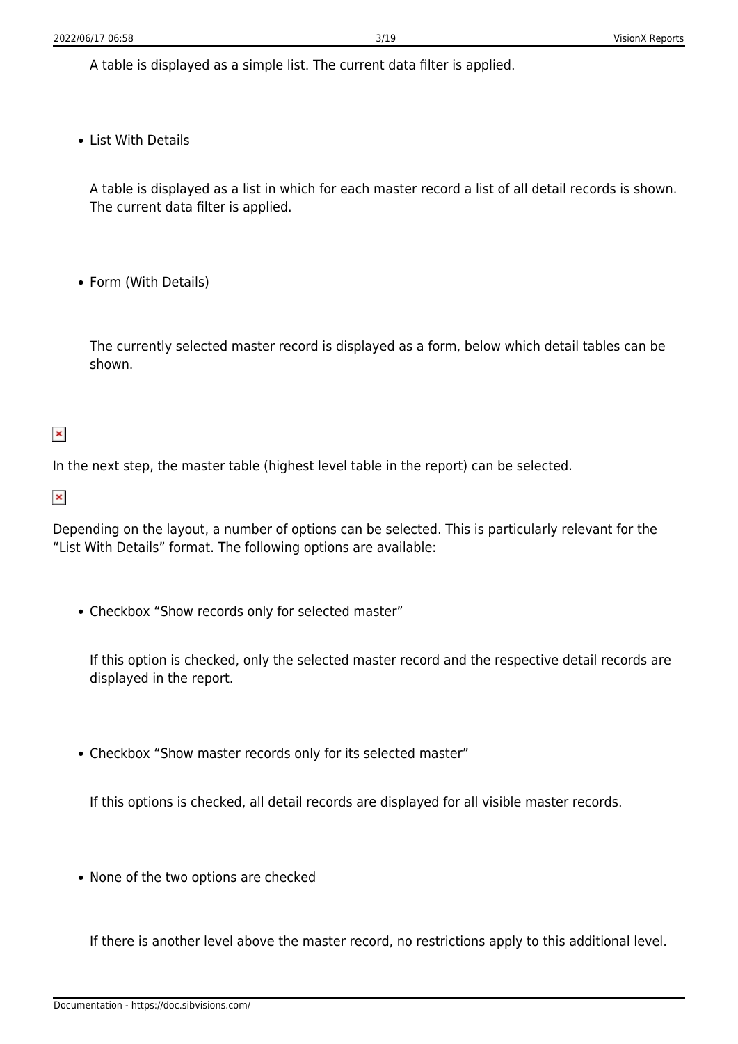A table is displayed as a simple list. The current data filter is applied.

- List With Details

  A table is displayed as a list in which for each master record a list of all detail records is shown. The current data filter is applied.

- Form (With Details)

  The currently selected master record is displayed as a form, below which detail tables can be shown.

In the next step, the master table (highest level table in the report) can be selected.

Depending on the layout, a number of options can be selected. This is particularly relevant for the “List With Details” format. The following options are available:

- Checkbox “Show records only for selected master”

  If this option is checked, only the selected master record and the respective detail records are displayed in the report.

- Checkbox “Show master records only for its selected master”

  If this options is checked, all detail records are displayed for all visible master records.

- None of the two options are checked

  If there is another level above the master record, no restrictions apply to this additional level.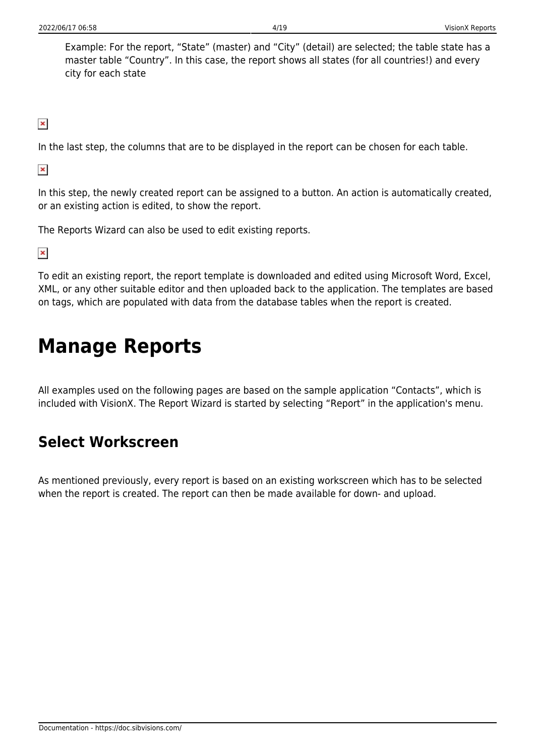Example: For the report, “State” (master) and “City” (detail) are selected; the table state has a master table “Country”. In this case, the report shows all states (for all countries!) and every city for each state

In the last step, the columns that are to be displayed in the report can be chosen for each table.

In this step, the newly created report can be assigned to a button. An action is automatically created, or an existing action is edited, to show the report.

The Reports Wizard can also be used to edit existing reports.

To edit an existing report, the report template is downloaded and edited using Microsoft Word, Excel, XML, or any other suitable editor and then uploaded back to the application. The templates are based on tags, which are populated with data from the database tables when the report is created.

# Manage Reports

All examples used on the following pages are based on the sample application “Contacts”, which is included with VisionX. The Report Wizard is started by selecting “Report” in the application's menu.

## Select Workscreen

As mentioned previously, every report is based on an existing workscreen which has to be selected when the report is created. The report can then be made available for down- and upload.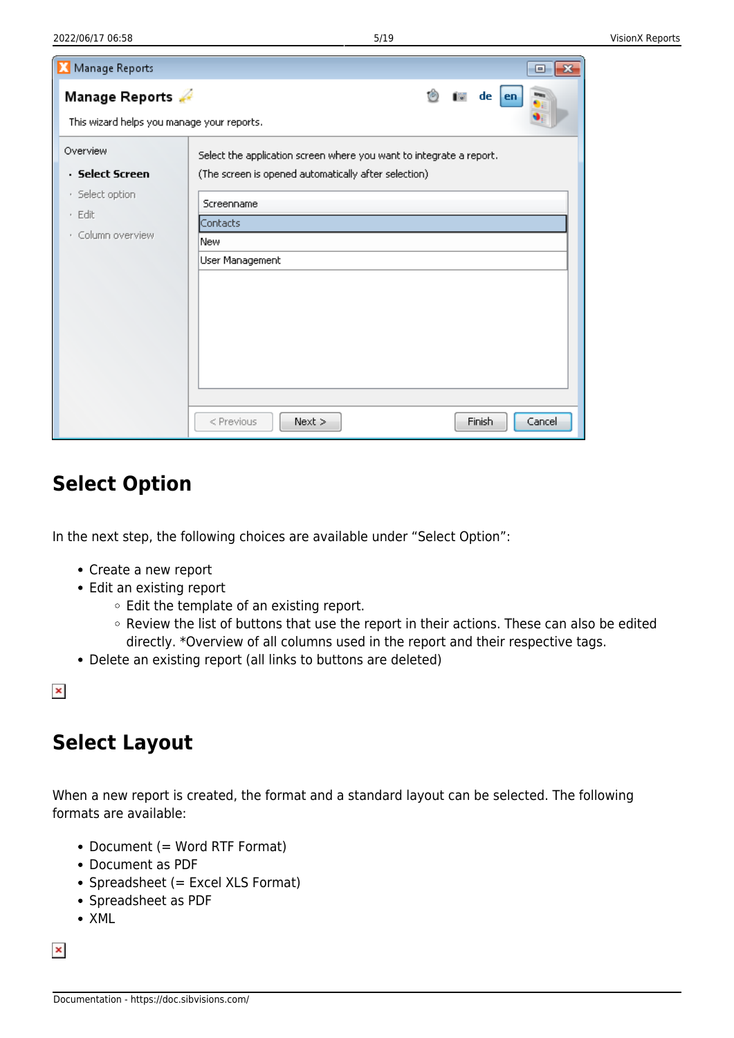## Select Option

In the next step, the following choices are available under “Select Option”:

- Create a new report
- Edit an existing report
    - Edit the template of an existing report.
    - Review the list of buttons that use the report in their actions. These can also be edited directly. *Overview of all columns used in the report and their respective tags.
- Delete an existing report (all links to buttons are deleted)

## Select Layout

When a new report is created, the format and a standard layout can be selected. The following formats are available:

- Document (= Word RTF Format)
- Document as PDF
- Spreadsheet (= Excel XLS Format)
- Spreadsheet as PDF
- XML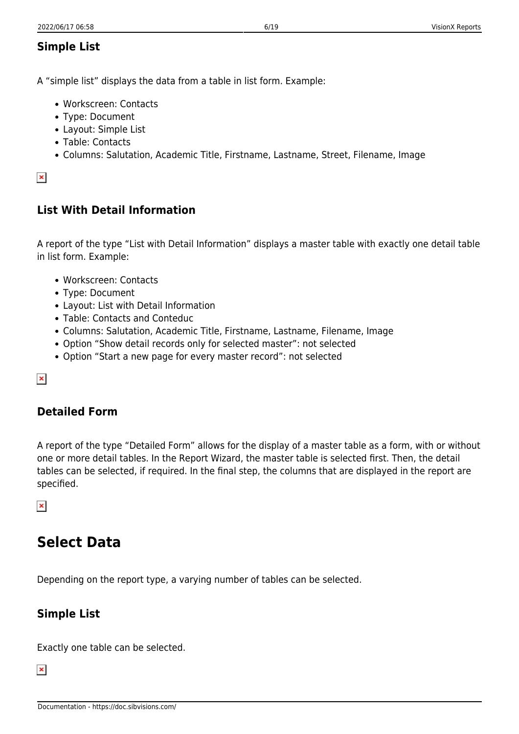### Simple List

A “simple list” displays the data from a table in list form. Example:

- Workscreen: Contacts
- Type: Document
- Layout: Simple List
- Table: Contacts
- Columns: Salutation, Academic Title, Firstname, Lastname, Street, Filename, Image

### List With Detail Information

A report of the type “List with Detail Information” displays a master table with exactly one detail table in list form. Example:

- Workscreen: Contacts
- Type: Document
- Layout: List with Detail Information
- Table: Contacts and Conteduc
- Columns: Salutation, Academic Title, Firstname, Lastname, Filename, Image
- Option “Show detail records only for selected master”: not selected
- Option “Start a new page for every master record”: not selected

### Detailed Form

A report of the type “Detailed Form” allows for the display of a master table as a form, with or without one or more detail tables. In the Report Wizard, the master table is selected first. Then, the detail tables can be selected, if required. In the final step, the columns that are displayed in the report are specified.

## Select Data

Depending on the report type, a varying number of tables can be selected.

### Simple List

Exactly one table can be selected.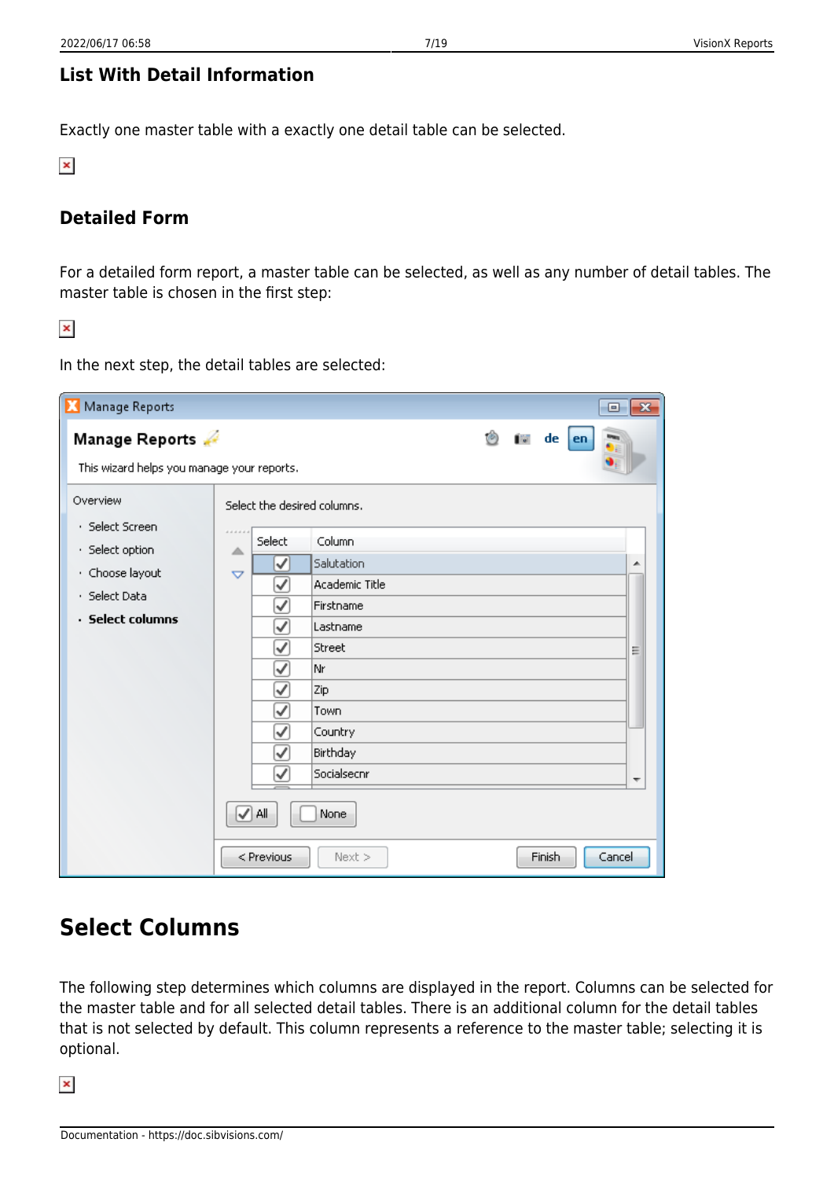### List With Detail Information

Exactly one master table with a exactly one detail table can be selected.

### Detailed Form

For a detailed form report, a master table can be selected, as well as any number of detail tables. The master table is chosen in the first step:

In the next step, the detail tables are selected:

## Select Columns

The following step determines which columns are displayed in the report. Columns can be selected for the master table and for all selected detail tables. There is an additional column for the detail tables that is not selected by default. This column represents a reference to the master table; selecting it is optional.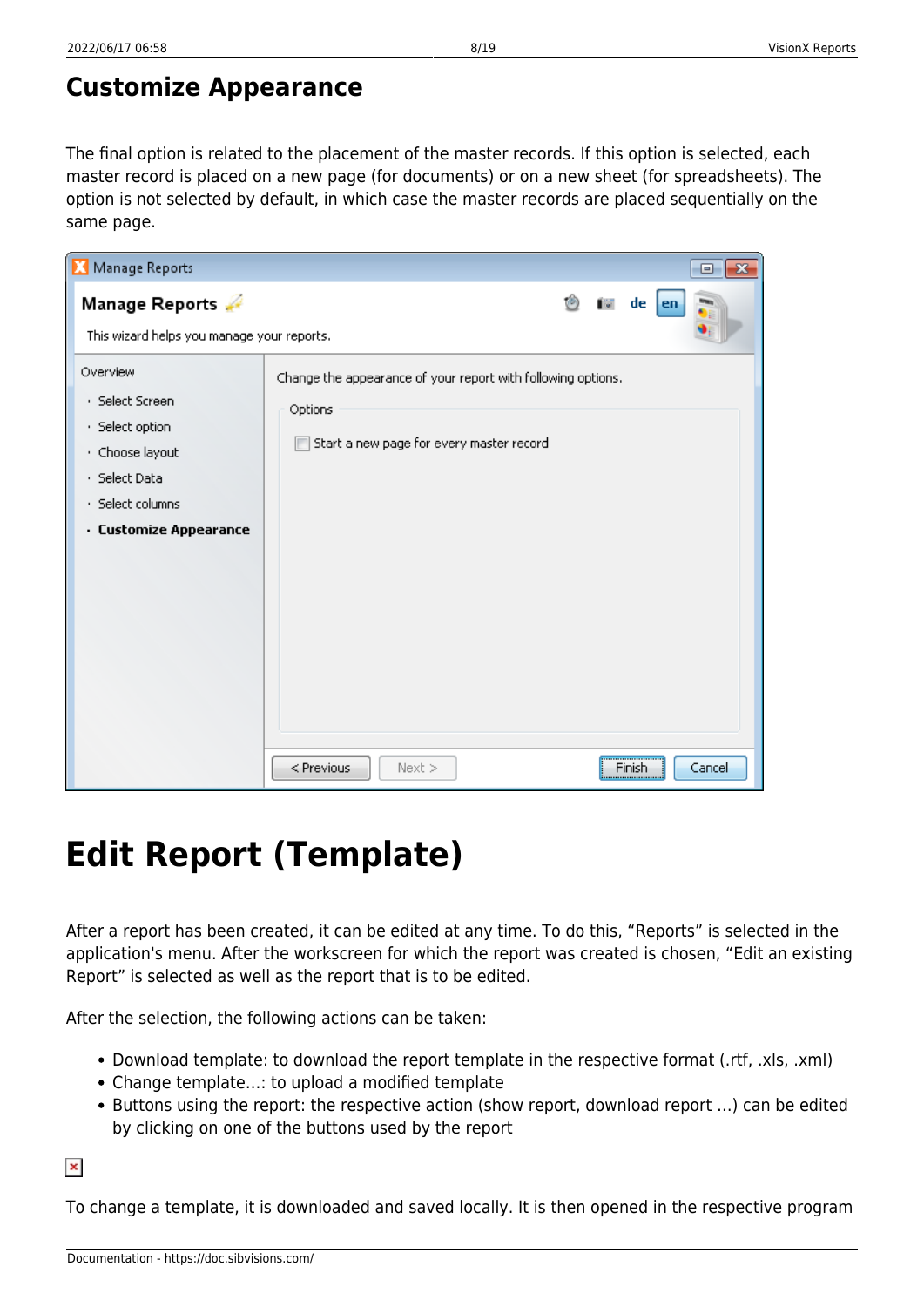## Customize Appearance

The final option is related to the placement of the master records. If this option is selected, each master record is placed on a new page (for documents) or on a new sheet (for spreadsheets). The option is not selected by default, in which case the master records are placed sequentially on the same page.

# Edit Report (Template)

After a report has been created, it can be edited at any time. To do this, "Reports" is selected in the application's menu. After the workscreen for which the report was created is chosen, "Edit an existing Report" is selected as well as the report that is to be edited.

After the selection, the following actions can be taken:

- Download template: to download the report template in the respective format (.rtf, .xls, .xml)
- Change template...: to upload a modified template
- Buttons using the report: the respective action (show report, download report ...) can be edited by clicking on one of the buttons used by the report

To change a template, it is downloaded and saved locally. It is then opened in the respective program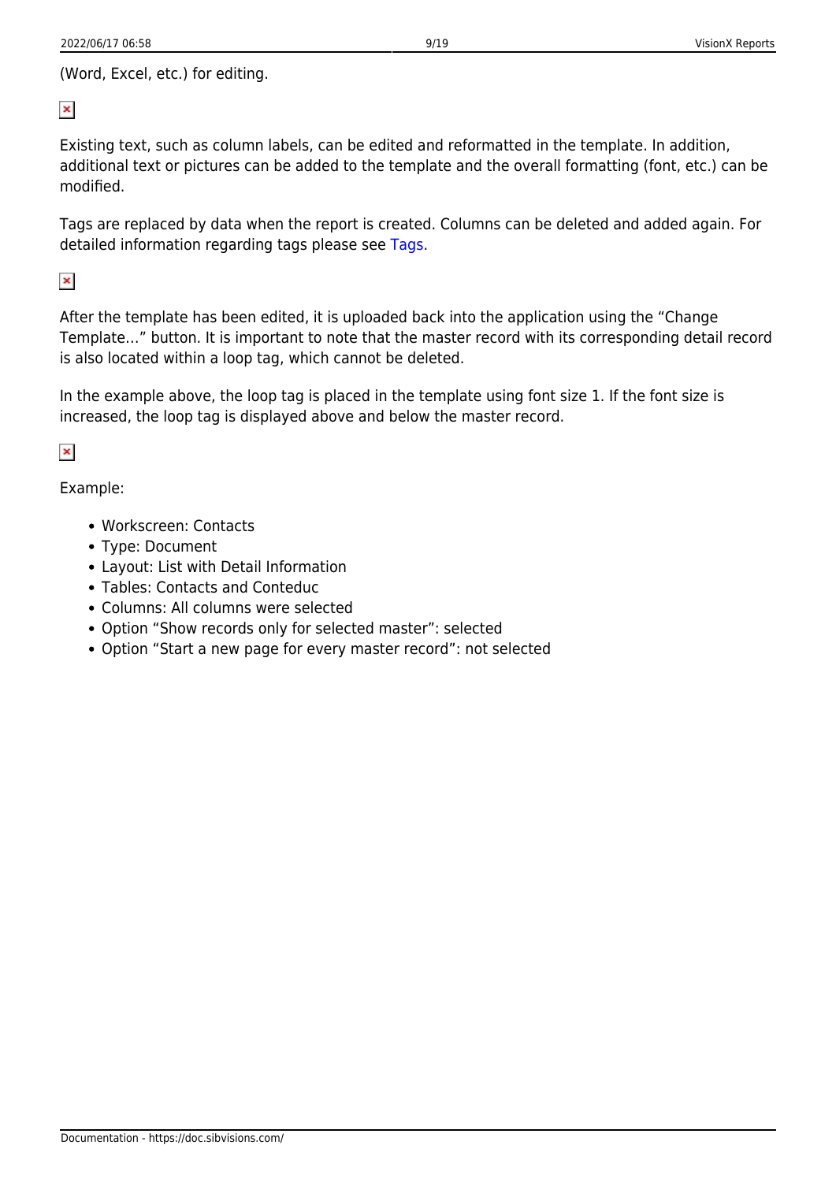(Word, Excel, etc.) for editing.

Existing text, such as column labels, can be edited and reformatted in the template. In addition, additional text or pictures can be added to the template and the overall formatting (font, etc.) can be modified.

Tags are replaced by data when the report is created. Columns can be deleted and added again. For detailed information regarding tags please see Tags.

After the template has been edited, it is uploaded back into the application using the "Change Template…" button. It is important to note that the master record with its corresponding detail record is also located within a loop tag, which cannot be deleted.

In the example above, the loop tag is placed in the template using font size 1. If the font size is increased, the loop tag is displayed above and below the master record.

Example:

- Workscreen: Contacts
- Type: Document
- Layout: List with Detail Information
- Tables: Contacts and Conteduc
- Columns: All columns were selected
- Option "Show records only for selected master": selected
- Option "Start a new page for every master record": not selected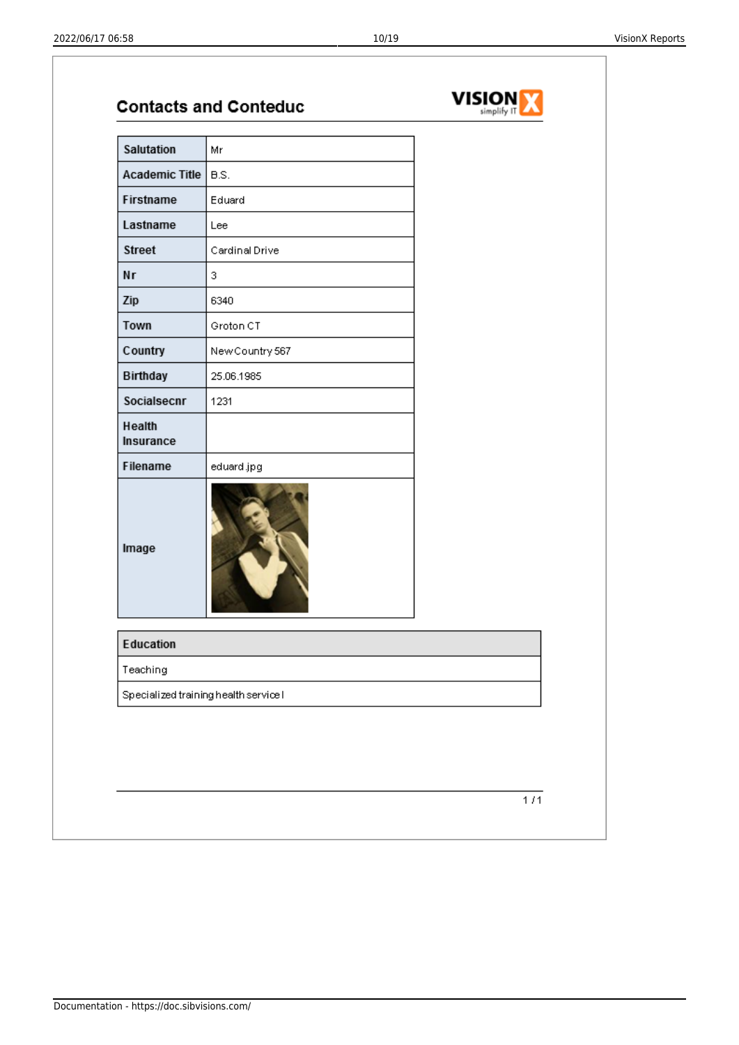## Contacts and Conteduc

VISION X simplify IT

| Salutation | Mr |
|---|---|
| Academic Title | B.S. |
| Firstname | Eduard |
| Lastname | Lee |
| Street | Cardinal Drive |
| Nr | 3 |
| Zip | 6340 |
| Town | Groton CT |
| Country | NewCountry 567 |
| Birthday | 25.06.1985 |
| Socialsecnr | 1231 |
| Health Insurance | |
| Filename | eduard.jpg |
| Image | |

| Education |
|---|
| Teaching |
| Specialized training health service I |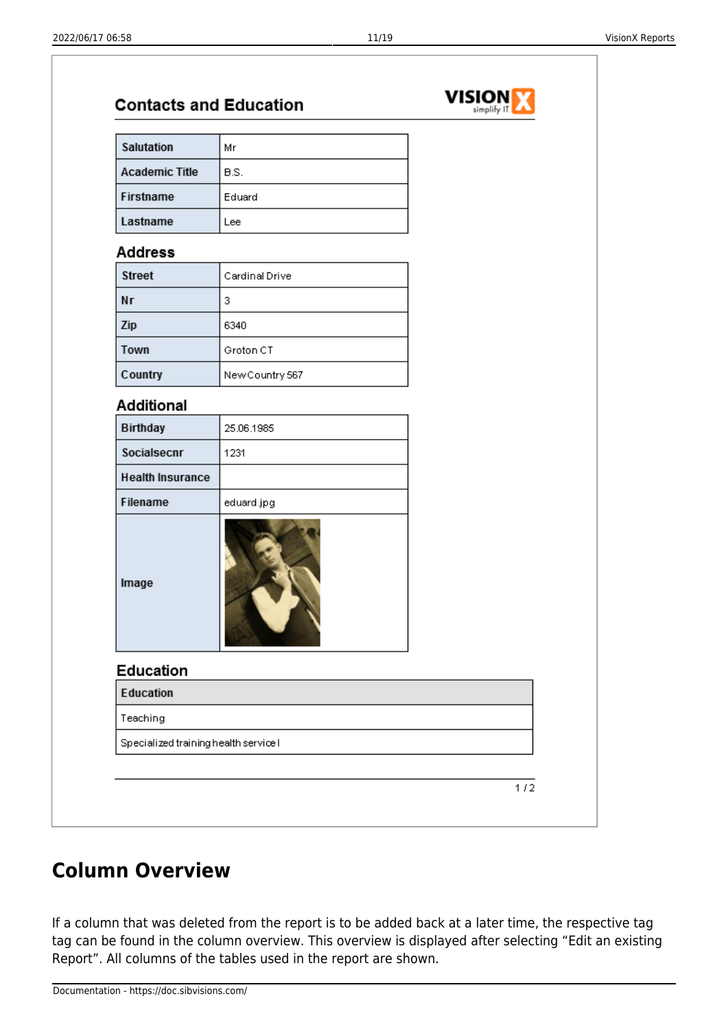## Contacts and Education

| Salutation | Mr |
|---|---|
| Academic Title | B.S. |
| Firstname | Eduard |
| Lastname | Lee |

### Address

| Street | Cardinal Drive |
|---|---|
| Nr | 3 |
| Zip | 6340 |
| Town | Groton CT |
| Country | NewCountry 567 |

### Additional

| Birthday | 25.06.1985 |
|---|---|
| Socialsecnr | 1231 |
| Health Insurance | |
| Filename | eduard.jpg |
| Image | |

### Education

| Education |
|---|
| Teaching |
| Specialized training health service I |

1 / 2

## Column Overview

If a column that was deleted from the report is to be added back at a later time, the respective tag tag can be found in the column overview. This overview is displayed after selecting "Edit an existing Report". All columns of the tables used in the report are shown.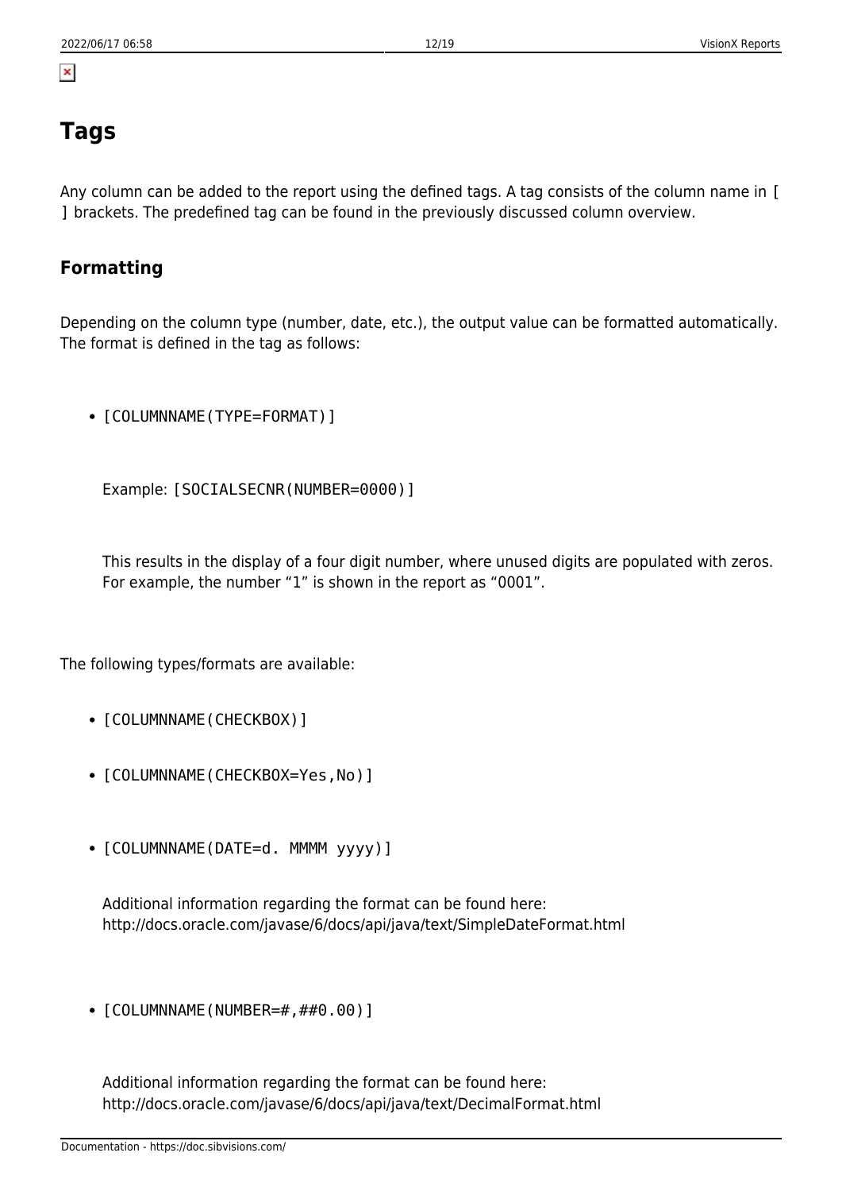# Tags

Any column can be added to the report using the defined tags. A tag consists of the column name in [ ] brackets. The predefined tag can be found in the previously discussed column overview.

## Formatting

Depending on the column type (number, date, etc.), the output value can be formatted automatically. The format is defined in the tag as follows:

- `[COLUMNNAME(TYPE=FORMAT)]`

  Example: `[SOCIALSECNR(NUMBER=0000)]`

  This results in the display of a four digit number, where unused digits are populated with zeros. For example, the number "1" is shown in the report as "0001".

The following types/formats are available:

- `[COLUMNNAME(CHECKBOX)]`
- `[COLUMNNAME(CHECKBOX=Yes,No)]`
- `[COLUMNNAME(DATE=d. MMMM yyyy)]`

  Additional information regarding the format can be found here: http://docs.oracle.com/javase/6/docs/api/java/text/SimpleDateFormat.html

- `[COLUMNNAME(NUMBER=#,##0.00)]`

  Additional information regarding the format can be found here: http://docs.oracle.com/javase/6/docs/api/java/text/DecimalFormat.html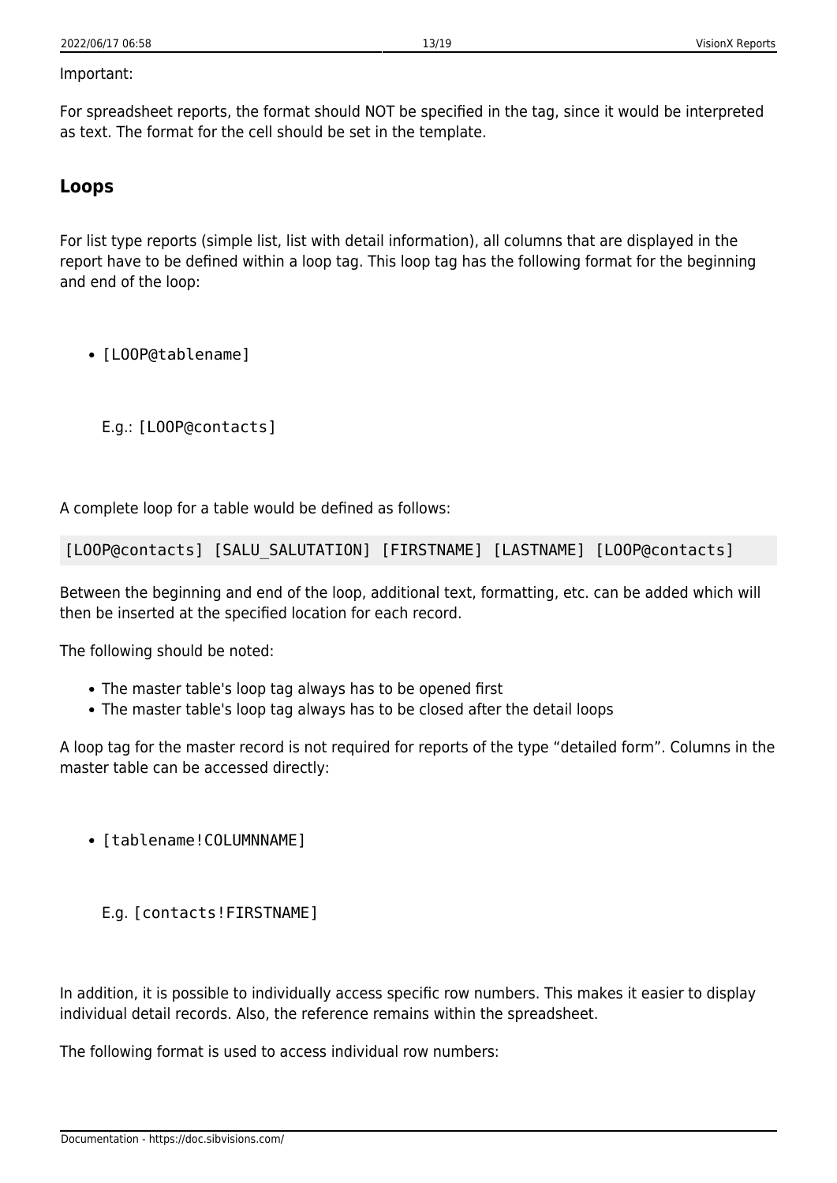Important:

For spreadsheet reports, the format should NOT be specified in the tag, since it would be interpreted as text. The format for the cell should be set in the template.

## Loops

For list type reports (simple list, list with detail information), all columns that are displayed in the report have to be defined within a loop tag. This loop tag has the following format for the beginning and end of the loop:

- `[LOOP@tablename]`

  E.g.: `[LOOP@contacts]`

A complete loop for a table would be defined as follows:

```
[LOOP@contacts] [SALU_SALUTATION] [FIRSTNAME] [LASTNAME] [LOOP@contacts]
```

Between the beginning and end of the loop, additional text, formatting, etc. can be added which will then be inserted at the specified location for each record.

The following should be noted:

- The master table's loop tag always has to be opened first
- The master table's loop tag always has to be closed after the detail loops

A loop tag for the master record is not required for reports of the type “detailed form”. Columns in the master table can be accessed directly:

- `[tablename!COLUMNNAME]`

  E.g. `[contacts!FIRSTNAME]`

In addition, it is possible to individually access specific row numbers. This makes it easier to display individual detail records. Also, the reference remains within the spreadsheet.

The following format is used to access individual row numbers: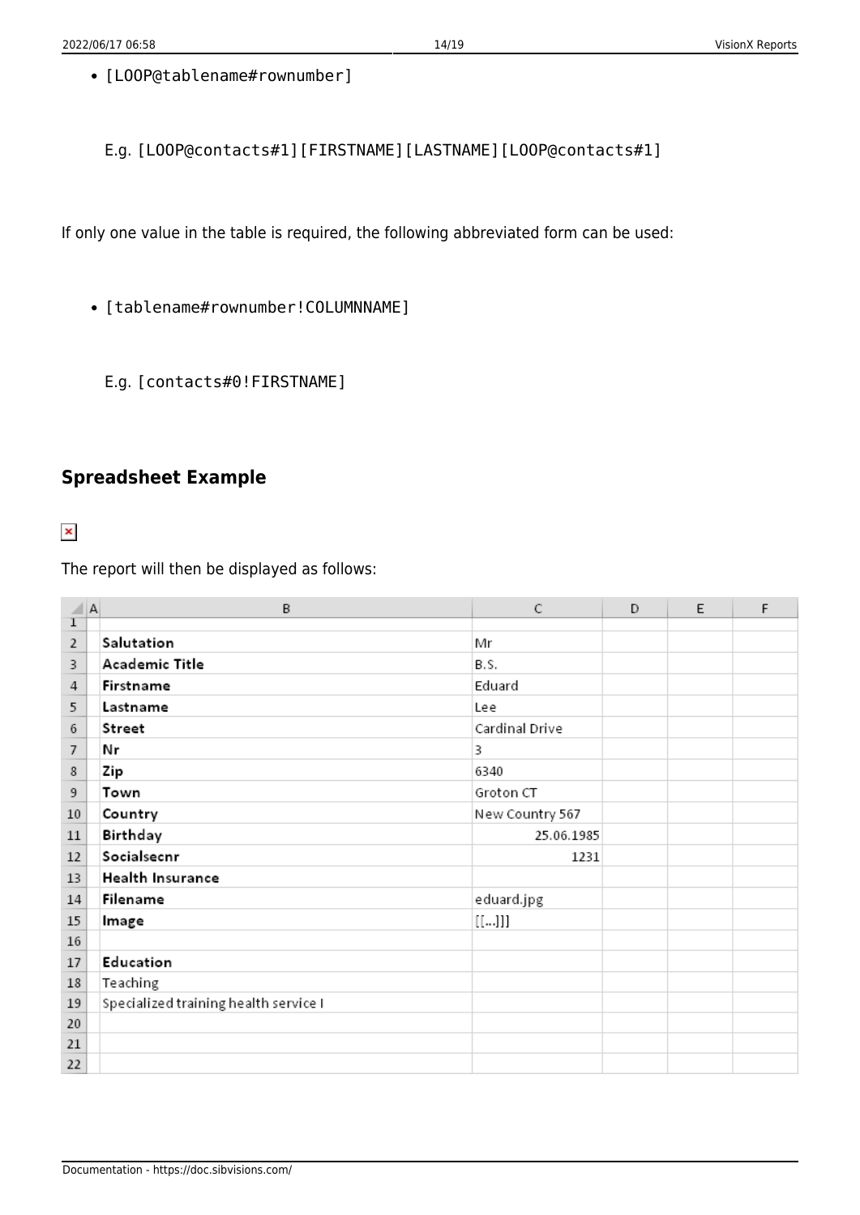- [LOOP@tablename#rownumber]

  E.g. [LOOP@contacts#1][FIRSTNAME][LASTNAME][LOOP@contacts#1]

If only one value in the table is required, the following abbreviated form can be used:

- [tablename#rownumber!COLUMNNAME]

  E.g. [contacts#0!FIRSTNAME]

## Spreadsheet Example

The report will then be displayed as follows:

| | A | B | C | D | E | F |
|---|---|---|---|---|---|---|
| 1 | | | | | | |
| 2 | | **Salutation** | Mr | | | |
| 3 | | **Academic Title** | B.S. | | | |
| 4 | | **Firstname** | Eduard | | | |
| 5 | | **Lastname** | Lee | | | |
| 6 | | **Street** | Cardinal Drive | | | |
| 7 | | **Nr** | 3 | | | |
| 8 | | **Zip** | 6340 | | | |
| 9 | | **Town** | Groton CT | | | |
| 10 | | **Country** | New Country 567 | | | |
| 11 | | **Birthday** | 25.06.1985 | | | |
| 12 | | **Socialsecnr** | 1231 | | | |
| 13 | | **Health Insurance** | | | | |
| 14 | | **Filename** | eduard.jpg | | | |
| 15 | | **Image** | [[...]]] | | | |
| 16 | | | | | | |
| 17 | | **Education** | | | | |
| 18 | | Teaching | | | | |
| 19 | | Specialized training health service I | | | | |
| 20 | | | | | | |
| 21 | | | | | | |
| 22 | | | | | | |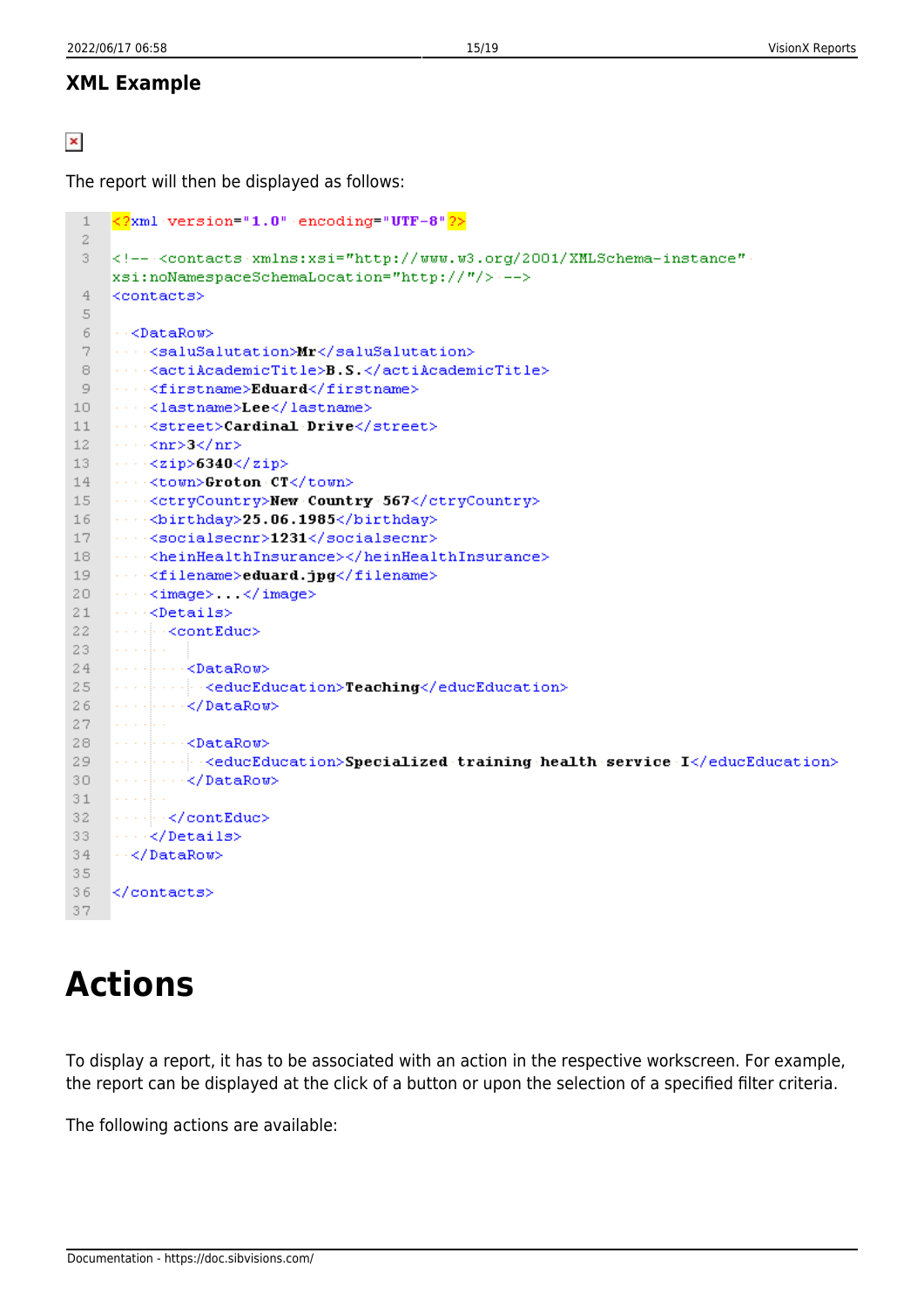#### XML Example

The report will then be displayed as follows:

```xml
<?xml version="1.0" encoding="UTF-8"?>

<!-- <contacts xmlns:xsi="http://www.w3.org/2001/XMLSchema-instance" xsi:noNamespaceSchemaLocation="http://"/> -->
<contacts>

  <DataRow>
    <saluSalutation>Mr</saluSalutation>
    <actiAcademicTitle>B.S.</actiAcademicTitle>
    <firstname>Eduard</firstname>
    <lastname>Lee</lastname>
    <street>Cardinal Drive</street>
    <nr>3</nr>
    <zip>6340</zip>
    <town>Groton CT</town>
    <ctryCountry>New Country 567</ctryCountry>
    <birthday>25.06.1985</birthday>
    <socialsecnr>1231</socialsecnr>
    <heinHealthInsurance></heinHealthInsurance>
    <filename>eduard.jpg</filename>
    <image>...</image>
    <Details>
      <contEduc>

        <DataRow>
          <educEducation>Teaching</educEducation>
        </DataRow>

        <DataRow>
          <educEducation>Specialized training health service I</educEducation>
        </DataRow>

      </contEduc>
    </Details>
  </DataRow>

</contacts>

```

# Actions

To display a report, it has to be associated with an action in the respective workscreen. For example, the report can be displayed at the click of a button or upon the selection of a specified filter criteria.

The following actions are available: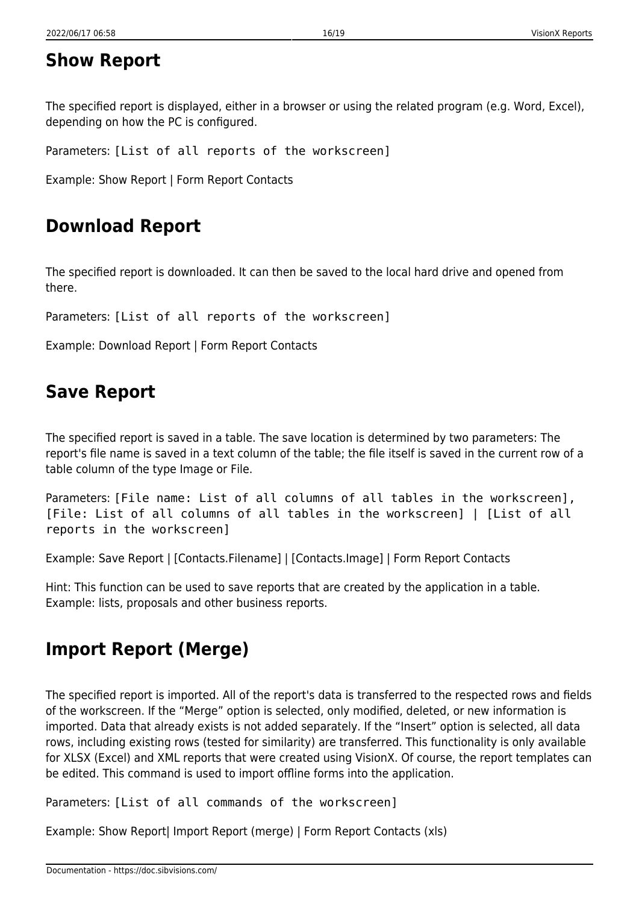## Show Report

The specified report is displayed, either in a browser or using the related program (e.g. Word, Excel), depending on how the PC is configured.

Parameters: `[List of all reports of the workscreen]`

Example: Show Report | Form Report Contacts

## Download Report

The specified report is downloaded. It can then be saved to the local hard drive and opened from there.

Parameters: `[List of all reports of the workscreen]`

Example: Download Report | Form Report Contacts

## Save Report

The specified report is saved in a table. The save location is determined by two parameters: The report's file name is saved in a text column of the table; the file itself is saved in the current row of a table column of the type Image or File.

Parameters: `[File name: List of all columns of all tables in the workscreen], [File: List of all columns of all tables in the workscreen] | [List of all reports in the workscreen]`

Example: Save Report | [Contacts.Filename] | [Contacts.Image] | Form Report Contacts

Hint: This function can be used to save reports that are created by the application in a table. Example: lists, proposals and other business reports.

## Import Report (Merge)

The specified report is imported. All of the report's data is transferred to the respected rows and fields of the workscreen. If the "Merge" option is selected, only modified, deleted, or new information is imported. Data that already exists is not added separately. If the "Insert" option is selected, all data rows, including existing rows (tested for similarity) are transferred. This functionality is only available for XLSX (Excel) and XML reports that were created using VisionX. Of course, the report templates can be edited. This command is used to import offline forms into the application.

Parameters: `[List of all commands of the workscreen]`

Example: Show Report| Import Report (merge) | Form Report Contacts (xls)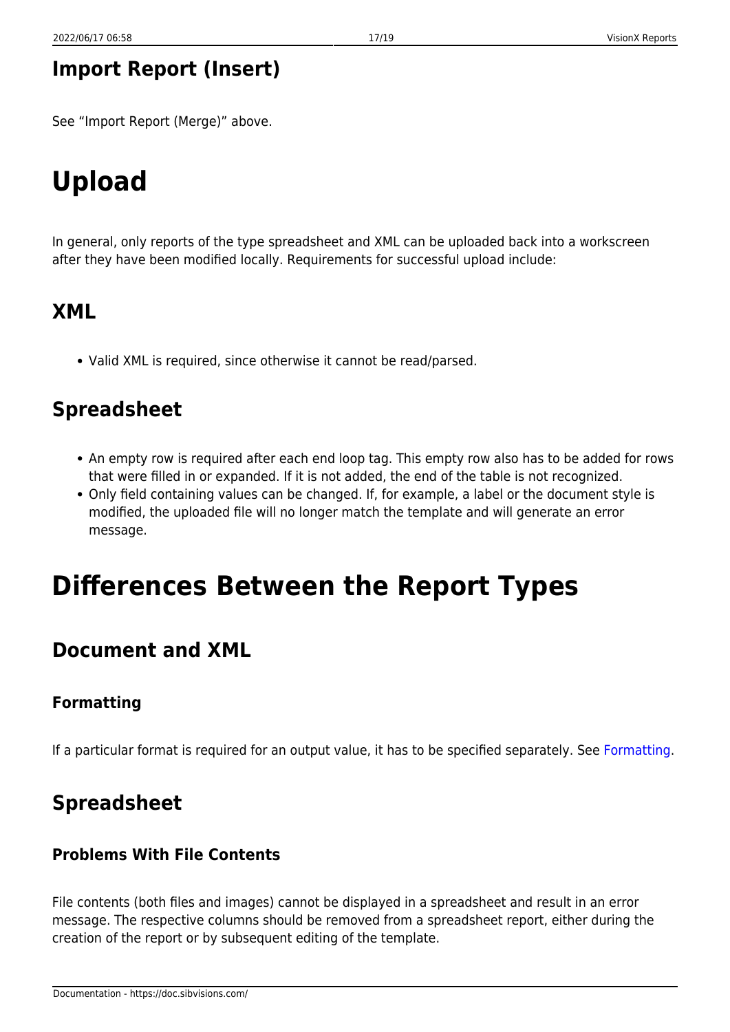## Import Report (Insert)

See “Import Report (Merge)” above.

# Upload

In general, only reports of the type spreadsheet and XML can be uploaded back into a workscreen after they have been modified locally. Requirements for successful upload include:

## XML

- Valid XML is required, since otherwise it cannot be read/parsed.

## Spreadsheet

- An empty row is required after each end loop tag. This empty row also has to be added for rows that were filled in or expanded. If it is not added, the end of the table is not recognized.
- Only field containing values can be changed. If, for example, a label or the document style is modified, the uploaded file will no longer match the template and will generate an error message.

# Differences Between the Report Types

## Document and XML

### Formatting

If a particular format is required for an output value, it has to be specified separately. See Formatting.

## Spreadsheet

### Problems With File Contents

File contents (both files and images) cannot be displayed in a spreadsheet and result in an error message. The respective columns should be removed from a spreadsheet report, either during the creation of the report or by subsequent editing of the template.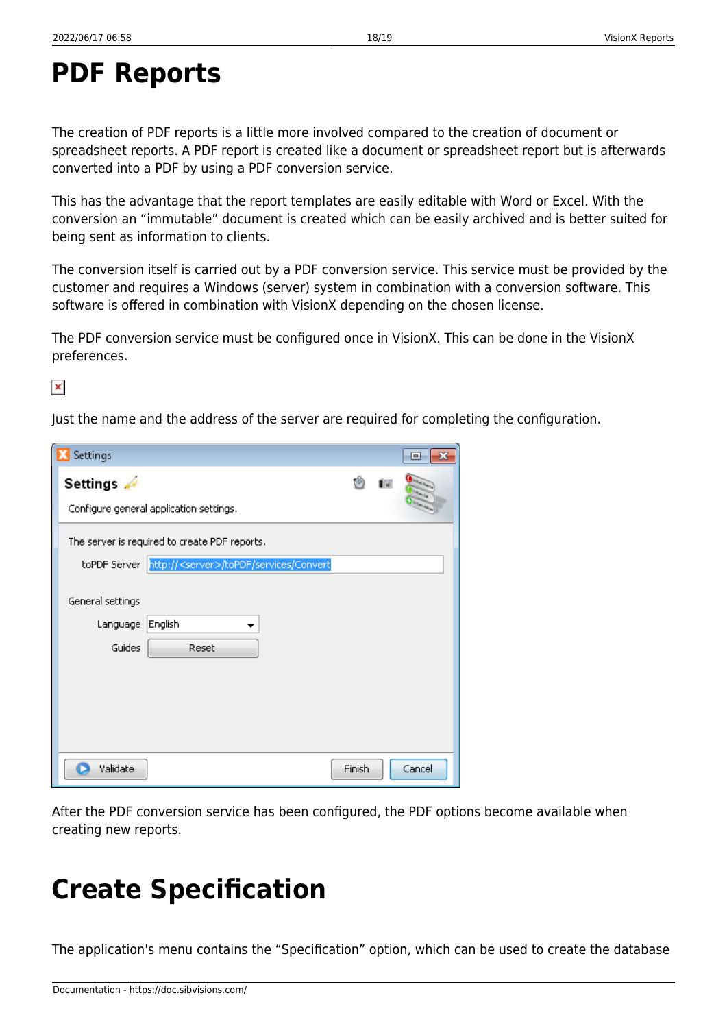# PDF Reports

The creation of PDF reports is a little more involved compared to the creation of document or spreadsheet reports. A PDF report is created like a document or spreadsheet report but is afterwards converted into a PDF by using a PDF conversion service.

This has the advantage that the report templates are easily editable with Word or Excel. With the conversion an “immutable” document is created which can be easily archived and is better suited for being sent as information to clients.

The conversion itself is carried out by a PDF conversion service. This service must be provided by the customer and requires a Windows (server) system in combination with a conversion software. This software is offered in combination with VisionX depending on the chosen license.

The PDF conversion service must be configured once in VisionX. This can be done in the VisionX preferences.

Just the name and the address of the server are required for completing the configuration.

After the PDF conversion service has been configured, the PDF options become available when creating new reports.

# Create Specification

The application's menu contains the “Specification” option, which can be used to create the database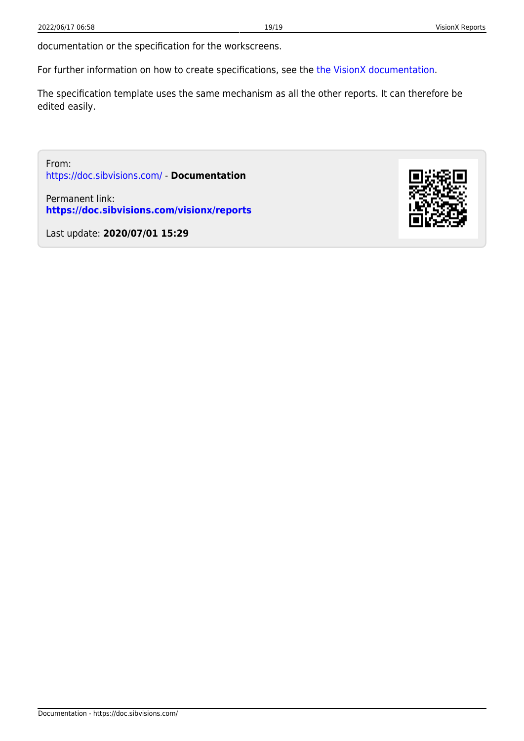documentation or the specification for the workscreens.

For further information on how to create specifications, see the the VisionX documentation.

The specification template uses the same mechanism as all the other reports. It can therefore be edited easily.

From:
https://doc.sibvisions.com/ - **Documentation**

Permanent link:
**https://doc.sibvisions.com/visionx/reports**

Last update: **2020/07/01 15:29**